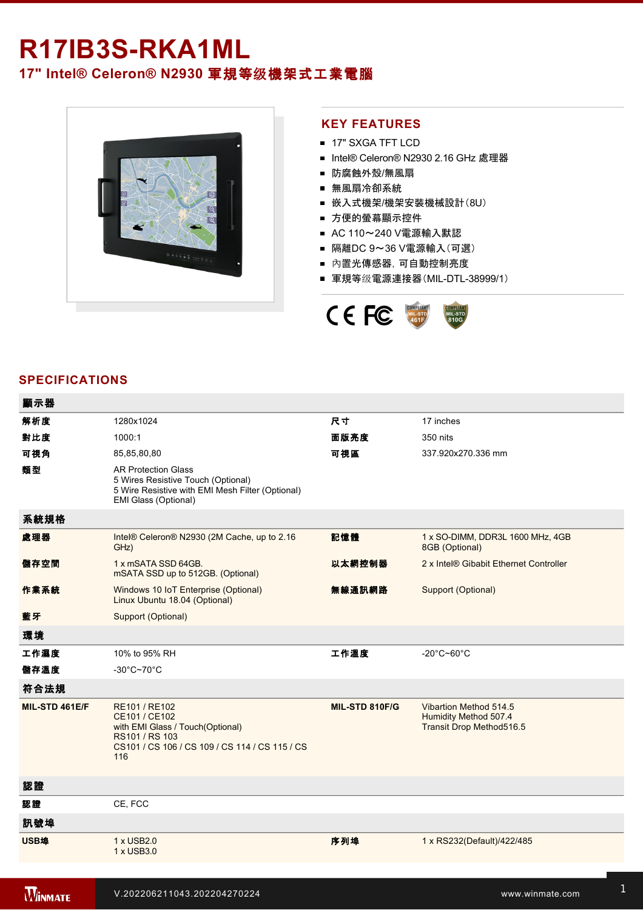# R17IB3S-RKA1ML

## 17" Intel® Celeron® N2930 軍規等级機架式工業電腦

## KEY FEATURES

- 17" SXGA TFT LCD
- Intel® Celeron® N2930 2.16 GHz 處理器
- 防腐蝕外殼/無風扇
- 無風扇冷卻系統
- 嵌入式機架/機架安裝機械設計(8U)
- 方便的螢幕顯示控件
- AC 110～240 V電源輸入默認
- 隔離DC 9～36 V電源輸入(可選)
- 內置光傳感器，可自動控制亮度
- 軍規等级電源連接器(MIL-DTL-38999/1)

## SPECIFICATIONS

| 顯示器 | | | |
|---|---|---|---|
| 解析度 | 1280x1024 | 尺寸 | 17 inches |
| 對比度 | 1000:1 | 面版亮度 | 350 nits |
| 可視角 | 85,85,80,80 | 可視區 | 337.920x270.336 mm |
| 類型 | AR Protection Glass<br>5 Wires Resistive Touch (Optional)<br>5 Wire Resistive with EMI Mesh Filter (Optional)<br>EMI Glass (Optional) | | |
| **系統規格** | | | |
| 處理器 | Intel® Celeron® N2930 (2M Cache, up to 2.16 GHz) | 記憶體 | 1 x SO-DIMM, DDR3L 1600 MHz, 4GB<br>8GB (Optional) |
| 儲存空間 | 1 x mSATA SSD 64GB.<br>mSATA SSD up to 512GB. (Optional) | 以太網控制器 | 2 x Intel® Gibabit Ethernet Controller |
| 作業系統 | Windows 10 IoT Enterprise (Optional)<br>Linux Ubuntu 18.04 (Optional) | 無線通訊網路 | Support (Optional) |
| 藍牙 | Support (Optional) | | |
| **環境** | | | |
| 工作濕度 | 10% to 95% RH | 工作溫度 | -20°C~60°C |
| 儲存溫度 | -30°C~70°C | | |
| **符合法規** | | | |
| MIL-STD 461E/F | RE101 / RE102<br>CE101 / CE102<br>with EMI Glass / Touch(Optional)<br>RS101 / RS 103<br>CS101 / CS 106 / CS 109 / CS 114 / CS 115 / CS 116 | MIL-STD 810F/G | Vibartion Method 514.5<br>Humidity Method 507.4<br>Transit Drop Method516.5 |
| **認證** | | | |
| 認證 | CE, FCC | | |
| **訊號埠** | | | |
| USB埠 | 1 x USB2.0<br>1 x USB3.0 | 序列埠 | 1 x RS232(Default)/422/485 |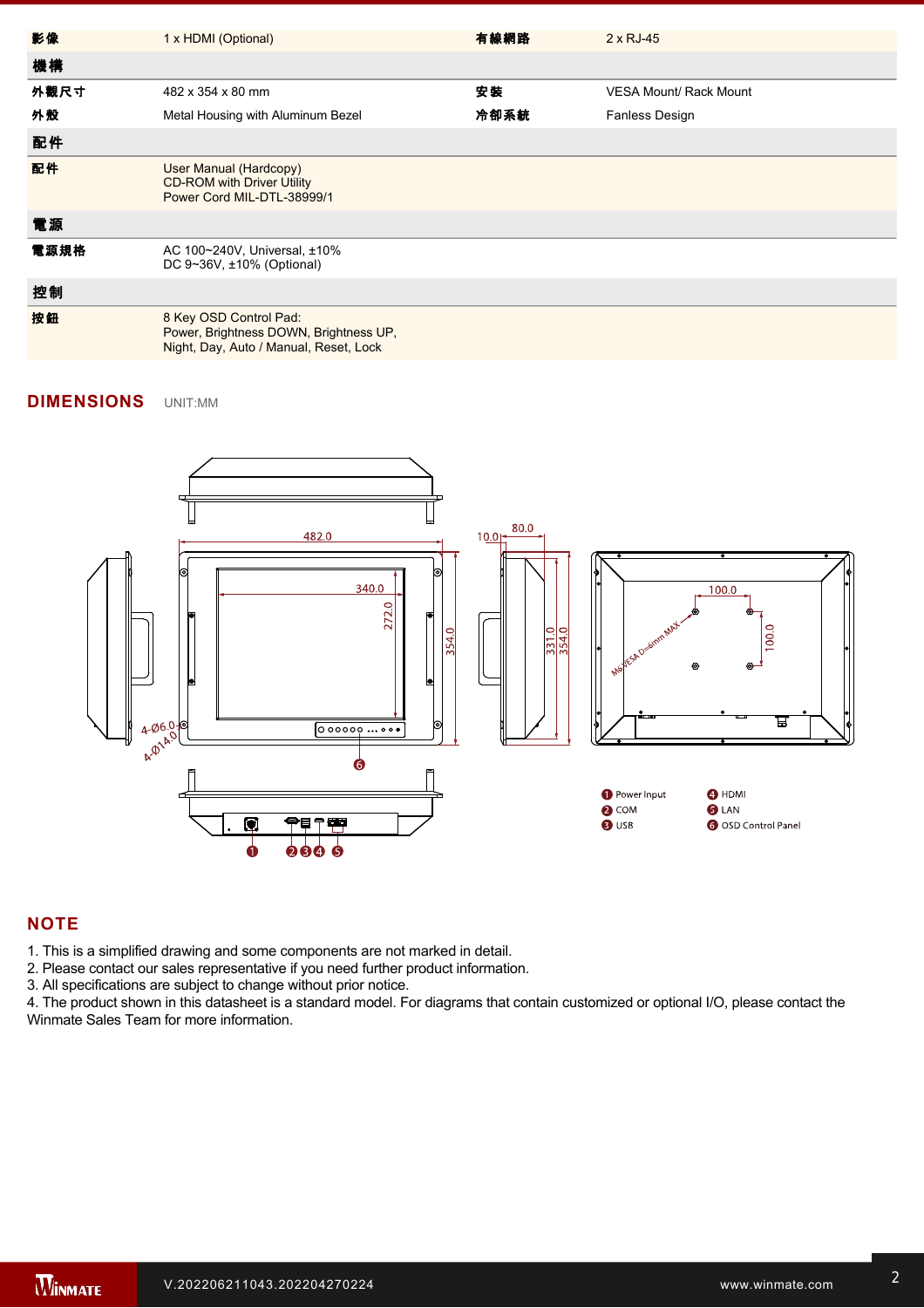| | | | |
|---|---|---|---|
| 影像 | 1 x HDMI (Optional) | 有線網路 | 2 x RJ-45 |
| **機構** | | | |
| 外觀尺寸 | 482 x 354 x 80 mm | 安裝 | VESA Mount/ Rack Mount |
| 外殼 | Metal Housing with Aluminum Bezel | 冷卻系統 | Fanless Design |
| **配件** | | | |
| 配件 | User Manual (Hardcopy)<br>CD-ROM with Driver Utility<br>Power Cord MIL-DTL-38999/1 | | |
| **電源** | | | |
| 電源規格 | AC 100~240V, Universal, ±10%<br>DC 9~36V, ±10% (Optional) | | |
| **控制** | | | |
| 按鈕 | 8 Key OSD Control Pad:<br>Power, Brightness DOWN, Brightness UP,<br>Night, Day, Auto / Manual, Reset, Lock | | |

## DIMENSIONS

UNIT:MM

482.0
340.0
272.0
354.0
4-Ø6.0
4-Ø14.0
10.0
80.0
331.0
354.0
100.0
100.0
M6 VESA D=6mm MAX

1 Power Input
2 COM
3 USB
4 HDMI
5 LAN
6 OSD Control Panel

## NOTE

1. This is a simplified drawing and some components are not marked in detail.
2. Please contact our sales representative if you need further product information.
3. All specifications are subject to change without prior notice.
4. The product shown in this datasheet is a standard model. For diagrams that contain customized or optional I/O, please contact the Winmate Sales Team for more information.